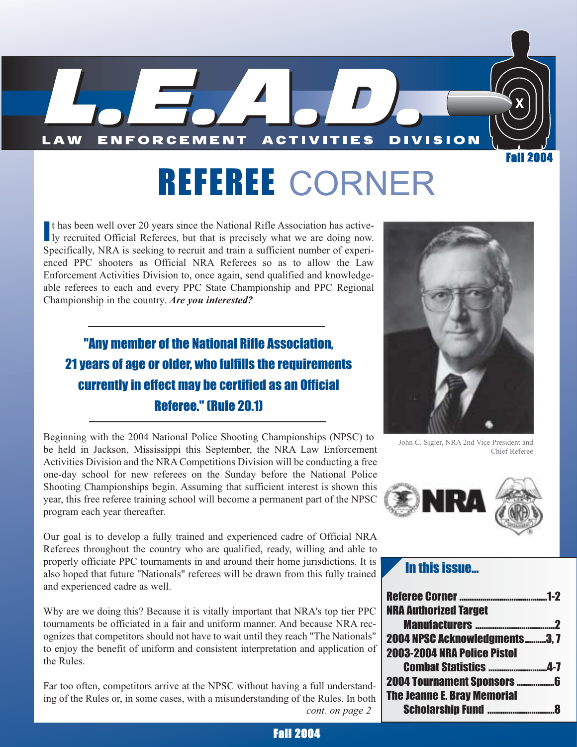# L.E.A.D.

LAW ENFORCEMENT ACTIVITIES DIVISION

Fall 2004

# REFEREE CORNER

It has been well over 20 years since the National Rifle Association has actively recruited Official Referees, but that is precisely what we are doing now. Specifically, NRA is seeking to recruit and train a sufficient number of experienced PPC shooters as Official NRA Referees so as to allow the Law Enforcement Activities Division to, once again, send qualified and knowledgeable referees to each and every PPC State Championship and PPC Regional Championship in the country. ***Are you interested?***

> **"Any member of the National Rifle Association, 21 years of age or older, who fulfills the requirements currently in effect may be certified as an Official Referee." (Rule 20.1)**

Beginning with the 2004 National Police Shooting Championships (NPSC) to be held in Jackson, Mississippi this September, the NRA Law Enforcement Activities Division and the NRA Competitions Division will be conducting a free one-day school for new referees on the Sunday before the National Police Shooting Championships begin. Assuming that sufficient interest is shown this year, this free referee training school will become a permanent part of the NPSC program each year thereafter.

Our goal is to develop a fully trained and experienced cadre of Official NRA Referees throughout the country who are qualified, ready, willing and able to properly officiate PPC tournaments in and around their home jurisdictions. It is also hoped that future "Nationals" referees will be drawn from this fully trained and experienced cadre as well.

Why are we doing this? Because it is vitally important that NRA's top tier PPC tournaments be officiated in a fair and uniform manner. And because NRA recognizes that competitors should not have to wait until they reach "The Nationals" to enjoy the benefit of uniform and consistent interpretation and application of the Rules.

Far too often, competitors arrive at the NPSC without having a full understanding of the Rules or, in some cases, with a misunderstanding of the Rules. In both

*cont. on page 2*

John C. Sigler, NRA 2nd Vice President and Chief Referee

## In this issue...

- **Referee Corner** .......... 1-2
- **NRA Authorized Target Manufacturers** .......... 2
- **2004 NPSC Acknowledgments** .......... 3, 7
- **2003-2004 NRA Police Pistol Combat Statistics** .......... 4-7
- **2004 Tournament Sponsors** .......... 6
- **The Jeanne E. Bray Memorial Scholarship Fund** .......... 8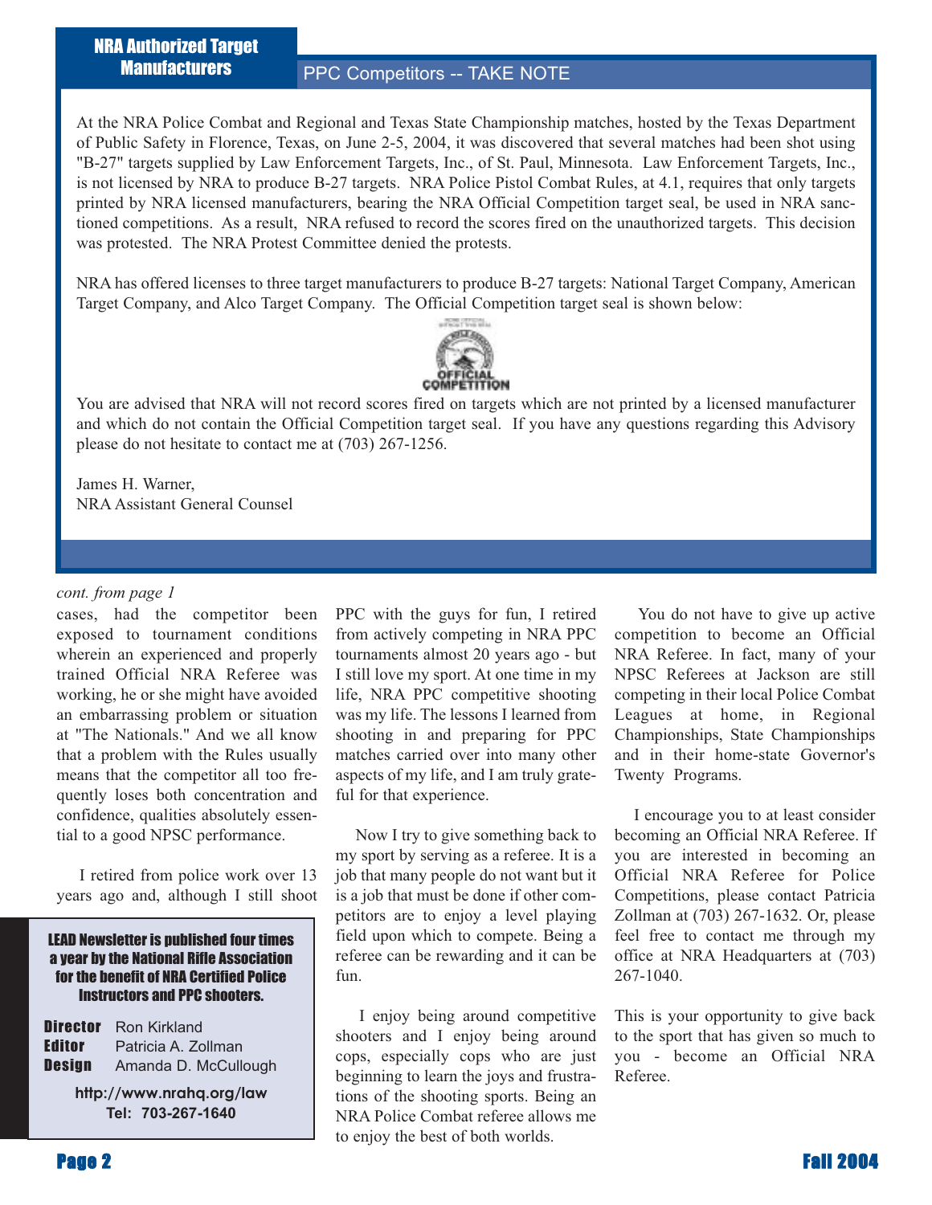## NRA Authorized Target Manufacturers

### PPC Competitors -- TAKE NOTE

At the NRA Police Combat and Regional and Texas State Championship matches, hosted by the Texas Department of Public Safety in Florence, Texas, on June 2-5, 2004, it was discovered that several matches had been shot using "B-27" targets supplied by Law Enforcement Targets, Inc., of St. Paul, Minnesota. Law Enforcement Targets, Inc., is not licensed by NRA to produce B-27 targets. NRA Police Pistol Combat Rules, at 4.1, requires that only targets printed by NRA licensed manufacturers, bearing the NRA Official Competition target seal, be used in NRA sanctioned competitions. As a result, NRA refused to record the scores fired on the unauthorized targets. This decision was protested. The NRA Protest Committee denied the protests.

NRA has offered licenses to three target manufacturers to produce B-27 targets: National Target Company, American Target Company, and Alco Target Company. The Official Competition target seal is shown below:

OFFICIAL COMPETITION

You are advised that NRA will not record scores fired on targets which are not printed by a licensed manufacturer and which do not contain the Official Competition target seal. If you have any questions regarding this Advisory please do not hesitate to contact me at (703) 267-1256.

James H. Warner,
NRA Assistant General Counsel

---

*cont. from page 1*

cases, had the competitor been exposed to tournament conditions wherein an experienced and properly trained Official NRA Referee was working, he or she might have avoided an embarrassing problem or situation at "The Nationals." And we all know that a problem with the Rules usually means that the competitor all too frequently loses both concentration and confidence, qualities absolutely essential to a good NPSC performance.

I retired from police work over 13 years ago and, although I still shoot PPC with the guys for fun, I retired from actively competing in NRA PPC tournaments almost 20 years ago - but I still love my sport. At one time in my life, NRA PPC competitive shooting was my life. The lessons I learned from shooting in and preparing for PPC matches carried over into many other aspects of my life, and I am truly grateful for that experience.

Now I try to give something back to my sport by serving as a referee. It is a job that many people do not want but it is a job that must be done if other competitors are to enjoy a level playing field upon which to compete. Being a referee can be rewarding and it can be fun.

I enjoy being around competitive shooters and I enjoy being around cops, especially cops who are just beginning to learn the joys and frustrations of the shooting sports. Being an NRA Police Combat referee allows me to enjoy the best of both worlds.

You do not have to give up active competition to become an Official NRA Referee. In fact, many of your NPSC Referees at Jackson are still competing in their local Police Combat Leagues at home, in Regional Championships, State Championships and in their home-state Governor's Twenty Programs.

I encourage you to at least consider becoming an Official NRA Referee. If you are interested in becoming an Official NRA Referee for Police Competitions, please contact Patricia Zollman at (703) 267-1632. Or, please feel free to contact me through my office at NRA Headquarters at (703) 267-1040.

This is your opportunity to give back to the sport that has given so much to you - become an Official NRA Referee.

---

**LEAD Newsletter is published four times a year by the National Rifle Association for the benefit of NRA Certified Police Instructors and PPC shooters.**

**Director** Ron Kirkland
**Editor** Patricia A. Zollman
**Design** Amanda D. McCullough

**http://www.nrahq.org/law**
**Tel: 703-267-1640**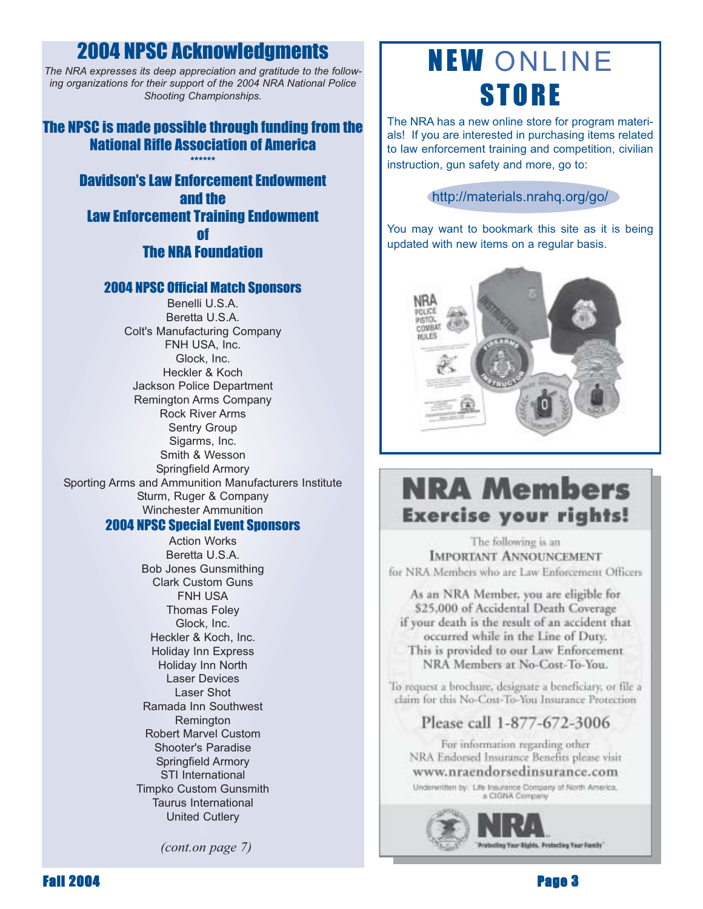# 2004 NPSC Acknowledgments

*The NRA expresses its deep appreciation and gratitude to the following organizations for their support of the 2004 NRA National Police Shooting Championships.*

## The NPSC is made possible through funding from the National Rifle Association of America

******

## Davidson's Law Enforcement Endowment and the Law Enforcement Training Endowment of The NRA Foundation

### 2004 NPSC Official Match Sponsors

Benelli U.S.A.
Beretta U.S.A.
Colt's Manufacturing Company
FNH USA, Inc.
Glock, Inc.
Heckler & Koch
Jackson Police Department
Remington Arms Company
Rock River Arms
Sentry Group
Sigarms, Inc.
Smith & Wesson
Springfield Armory
Sporting Arms and Ammunition Manufacturers Institute
Sturm, Ruger & Company
Winchester Ammunition

### 2004 NPSC Special Event Sponsors

Action Works
Beretta U.S.A.
Bob Jones Gunsmithing
Clark Custom Guns
FNH USA
Thomas Foley
Glock, Inc.
Heckler & Koch, Inc.
Holiday Inn Express
Holiday Inn North
Laser Devices
Laser Shot
Ramada Inn Southwest
Remington
Robert Marvel Custom
Shooter's Paradise
Springfield Armory
STI International
Timpko Custom Gunsmith
Taurus International
United Cutlery

*(cont.on page 7)*

# NEW ONLINE STORE

The NRA has a new online store for program materials! If you are interested in purchasing items related to law enforcement training and competition, civilian instruction, gun safety and more, go to:

http://materials.nrahq.org/go/

You may want to bookmark this site as it is being updated with new items on a regular basis.

# NRA Members

## Exercise your rights!

The following is an

**IMPORTANT ANNOUNCEMENT**

for NRA Members who are Law Enforcement Officers

As an NRA Member, you are eligible for $25,000 of Accidental Death Coverage if your death is the result of an accident that occurred while in the Line of Duty. This is provided to our Law Enforcement NRA Members at No-Cost-To-You.

To request a brochure, designate a beneficiary, or file a claim for this No-Cost-To-You Insurance Protection

**Please call 1-877-672-3006**

For information regarding other NRA Endorsed Insurance Benefits please visit **www.nraendorsedinsurance.com**

Underwritten by: Life Insurance Company of North America, a CIGNA Company

NRA "Protecting Your Rights, Protecting Your Family"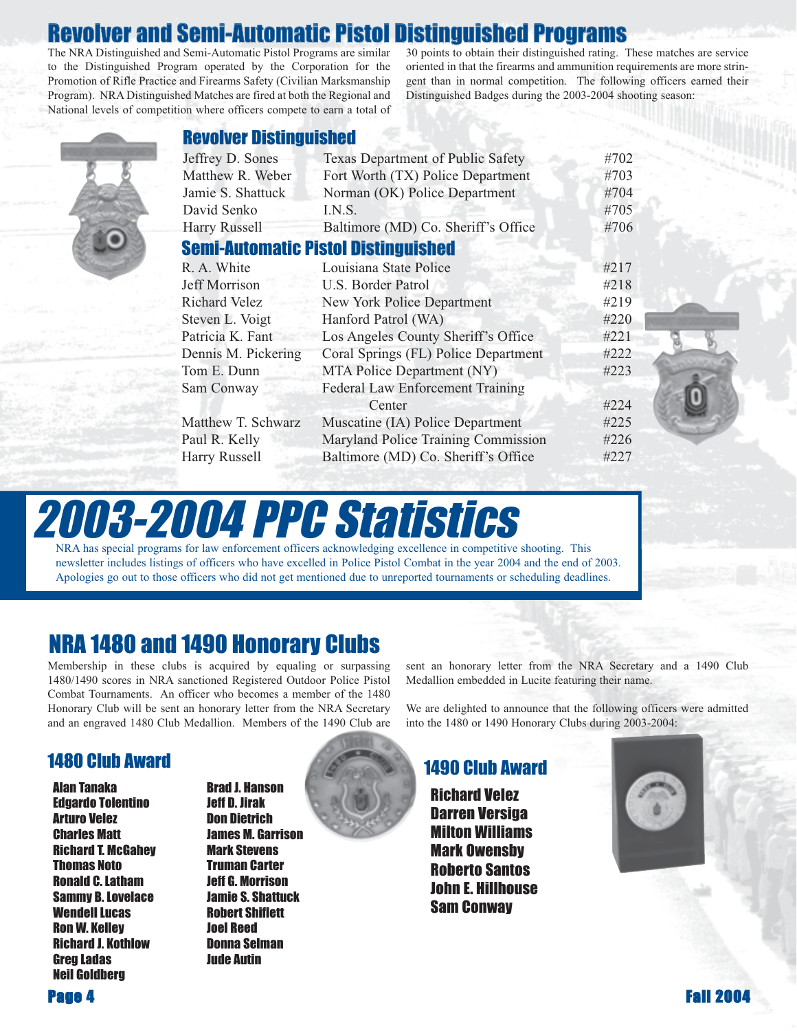# Revolver and Semi-Automatic Pistol Distinguished Programs

The NRA Distinguished and Semi-Automatic Pistol Programs are similar to the Distinguished Program operated by the Corporation for the Promotion of Rifle Practice and Firearms Safety (Civilian Marksmanship Program). NRA Distinguished Matches are fired at both the Regional and National levels of competition where officers compete to earn a total of 30 points to obtain their distinguished rating. These matches are service oriented in that the firearms and ammunition requirements are more stringent than in normal competition. The following officers earned their Distinguished Badges during the 2003-2004 shooting season:

## Revolver Distinguished

| Name | Agency | No. |
|---|---|---|
| Jeffrey D. Sones | Texas Department of Public Safety | #702 |
| Matthew R. Weber | Fort Worth (TX) Police Department | #703 |
| Jamie S. Shattuck | Norman (OK) Police Department | #704 |
| David Senko | I.N.S. | #705 |
| Harry Russell | Baltimore (MD) Co. Sheriff's Office | #706 |

## Semi-Automatic Pistol Distinguished

| Name | Agency | No. |
|---|---|---|
| R. A. White | Louisiana State Police | #217 |
| Jeff Morrison | U.S. Border Patrol | #218 |
| Richard Velez | New York Police Department | #219 |
| Steven L. Voigt | Hanford Patrol (WA) | #220 |
| Patricia K. Fant | Los Angeles County Sheriff's Office | #221 |
| Dennis M. Pickering | Coral Springs (FL) Police Department | #222 |
| Tom E. Dunn | MTA Police Department (NY) | #223 |
| Sam Conway | Federal Law Enforcement Training Center | #224 |
| Matthew T. Schwarz | Muscatine (IA) Police Department | #225 |
| Paul R. Kelly | Maryland Police Training Commission | #226 |
| Harry Russell | Baltimore (MD) Co. Sheriff's Office | #227 |

# 2003-2004 PPC Statistics

NRA has special programs for law enforcement officers acknowledging excellence in competitive shooting. This newsletter includes listings of officers who have excelled in Police Pistol Combat in the year 2004 and the end of 2003. Apologies go out to those officers who did not get mentioned due to unreported tournaments or scheduling deadlines.

# NRA 1480 and 1490 Honorary Clubs

Membership in these clubs is acquired by equaling or surpassing 1480/1490 scores in NRA sanctioned Registered Outdoor Police Pistol Combat Tournaments. An officer who becomes a member of the 1480 Honorary Club will be sent an honorary letter from the NRA Secretary and an engraved 1480 Club Medallion. Members of the 1490 Club are sent an honorary letter from the NRA Secretary and a 1490 Club Medallion embedded in Lucite featuring their name.

We are delighted to announce that the following officers were admitted into the 1480 or 1490 Honorary Clubs during 2003-2004:

## 1480 Club Award

- Alan Tanaka
- Edgardo Tolentino
- Arturo Velez
- Charles Matt
- Richard T. McGahey
- Thomas Noto
- Ronald C. Latham
- Sammy B. Lovelace
- Wendell Lucas
- Ron W. Kelley
- Richard J. Kothlow
- Greg Ladas
- Neil Goldberg
- Brad J. Hanson
- Jeff D. Jirak
- Don Dietrich
- James M. Garrison
- Mark Stevens
- Truman Carter
- Jeff G. Morrison
- Jamie S. Shattuck
- Robert Shiflett
- Joel Reed
- Donna Selman
- Jude Autin

## 1490 Club Award

- Richard Velez
- Darren Versiga
- Milton Williams
- Mark Owensby
- Roberto Santos
- John E. Hillhouse
- Sam Conway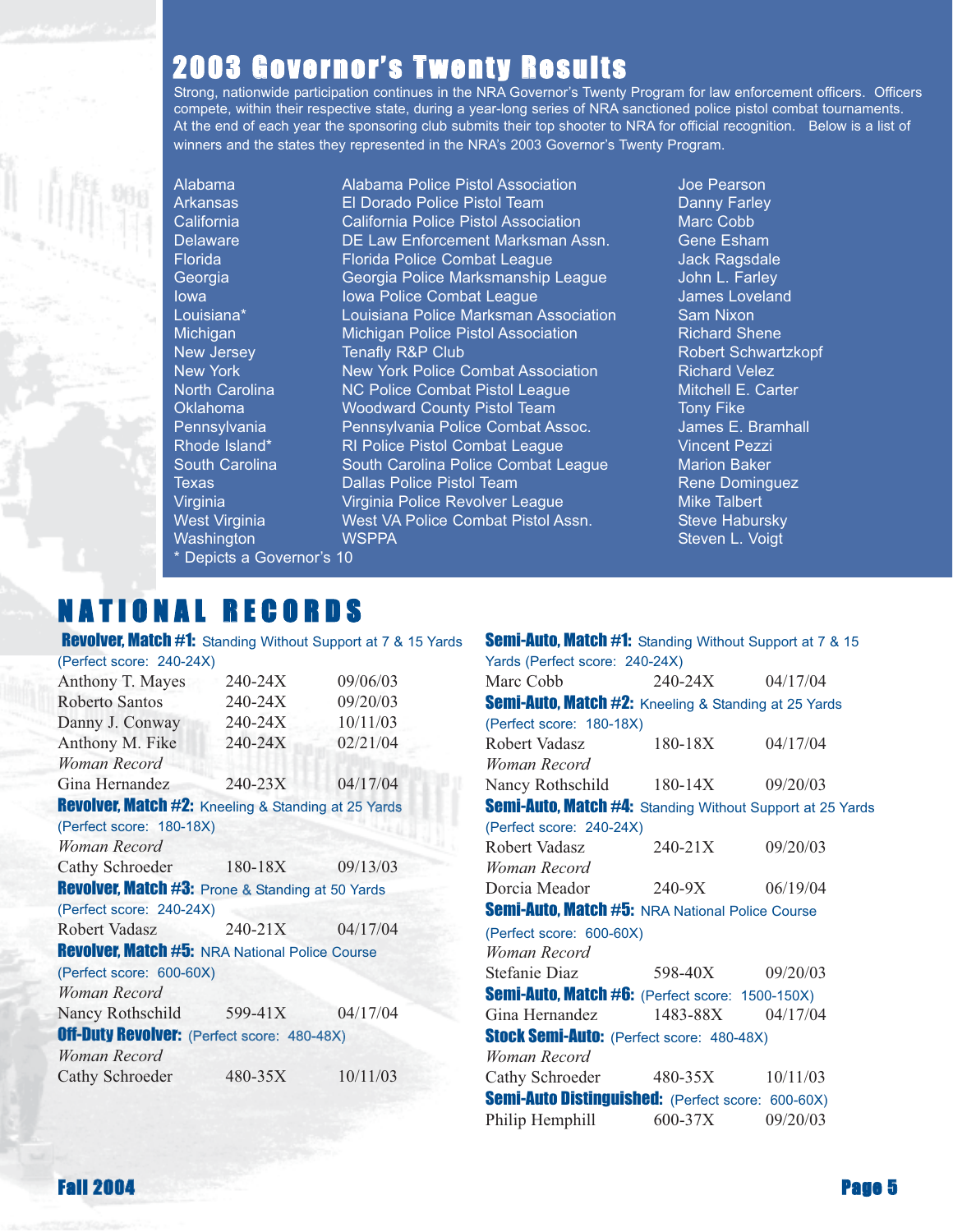# 2003 Governor's Twenty Results

Strong, nationwide participation continues in the NRA Governor's Twenty Program for law enforcement officers. Officers compete, within their respective state, during a year-long series of NRA sanctioned police pistol combat tournaments. At the end of each year the sponsoring club submits their top shooter to NRA for official recognition. Below is a list of winners and the states they represented in the NRA's 2003 Governor's Twenty Program.

| State | Club | Winner |
|---|---|---|
| Alabama | Alabama Police Pistol Association | Joe Pearson |
| Arkansas | El Dorado Police Pistol Team | Danny Farley |
| California | California Police Pistol Association | Marc Cobb |
| Delaware | DE Law Enforcement Marksman Assn. | Gene Esham |
| Florida | Florida Police Combat League | Jack Ragsdale |
| Georgia | Georgia Police Marksmanship League | John L. Farley |
| Iowa | Iowa Police Combat League | James Loveland |
| Louisiana* | Louisiana Police Marksman Association | Sam Nixon |
| Michigan | Michigan Police Pistol Association | Richard Shene |
| New Jersey | Tenafly R&P Club | Robert Schwartzkopf |
| New York | New York Police Combat Association | Richard Velez |
| North Carolina | NC Police Combat Pistol League | Mitchell E. Carter |
| Oklahoma | Woodward County Pistol Team | Tony Fike |
| Pennsylvania | Pennsylvania Police Combat Assoc. | James E. Bramhall |
| Rhode Island* | RI Police Pistol Combat League | Vincent Pezzi |
| South Carolina | South Carolina Police Combat League | Marion Baker |
| Texas | Dallas Police Pistol Team | Rene Dominguez |
| Virginia | Virginia Police Revolver League | Mike Talbert |
| West Virginia | West VA Police Combat Pistol Assn. | Steve Habursky |
| Washington | WSPPA | Steven L. Voigt |

\* Depicts a Governor's 10

# NATIONAL RECORDS

**Revolver, Match #1:** Standing Without Support at 7 & 15 Yards (Perfect score: 240-24X)

| | | |
|---|---|---|
| Anthony T. Mayes | 240-24X | 09/06/03 |
| Roberto Santos | 240-24X | 09/20/03 |
| Danny J. Conway | 240-24X | 10/11/03 |
| Anthony M. Fike | 240-24X | 02/21/04 |
| *Woman Record* | | |
| Gina Hernandez | 240-23X | 04/17/04 |

**Revolver, Match #2:** Kneeling & Standing at 25 Yards (Perfect score: 180-18X)

*Woman Record*
Cathy Schroeder — 180-18X — 09/13/03

**Revolver, Match #3:** Prone & Standing at 50 Yards (Perfect score: 240-24X)

Robert Vadasz — 240-21X — 04/17/04

**Revolver, Match #5:** NRA National Police Course (Perfect score: 600-60X)

*Woman Record*
Nancy Rothschild — 599-41X — 04/17/04

**Off-Duty Revolver:** (Perfect score: 480-48X)

*Woman Record*
Cathy Schroeder — 480-35X — 10/11/03

**Semi-Auto, Match #1:** Standing Without Support at 7 & 15 Yards (Perfect score: 240-24X)

Marc Cobb — 240-24X — 04/17/04

**Semi-Auto, Match #2:** Kneeling & Standing at 25 Yards (Perfect score: 180-18X)

Robert Vadasz — 180-18X — 04/17/04
*Woman Record*
Nancy Rothschild — 180-14X — 09/20/03

**Semi-Auto, Match #4:** Standing Without Support at 25 Yards (Perfect score: 240-24X)

Robert Vadasz — 240-21X — 09/20/03
*Woman Record*
Dorcia Meador — 240-9X — 06/19/04

**Semi-Auto, Match #5:** NRA National Police Course (Perfect score: 600-60X)

*Woman Record*
Stefanie Diaz — 598-40X — 09/20/03

**Semi-Auto, Match #6:** (Perfect score: 1500-150X)

Gina Hernandez — 1483-88X — 04/17/04

**Stock Semi-Auto:** (Perfect score: 480-48X)

*Woman Record*
Cathy Schroeder — 480-35X — 10/11/03

**Semi-Auto Distinguished:** (Perfect score: 600-60X)

Philip Hemphill — 600-37X — 09/20/03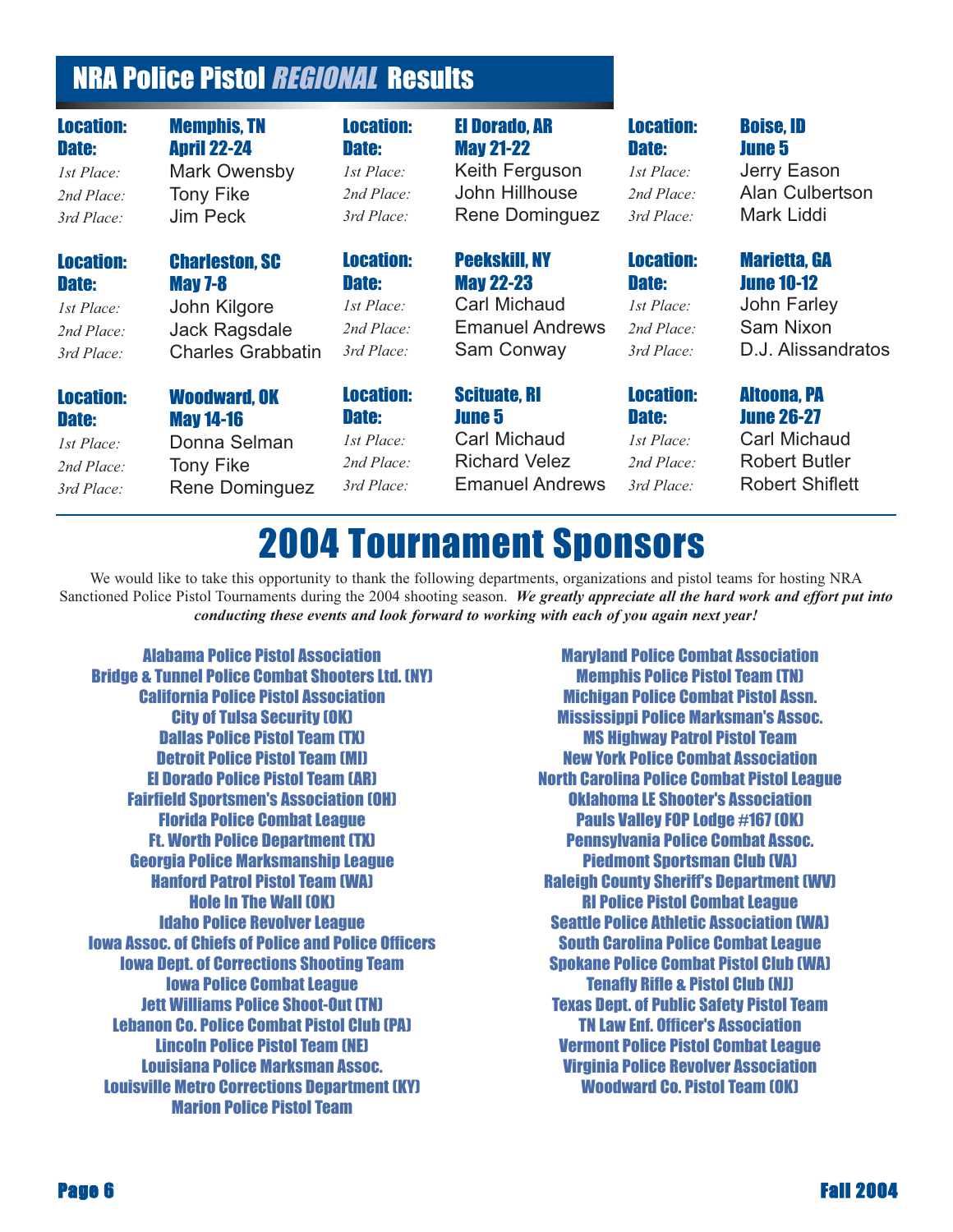## NRA Police Pistol *REGIONAL* Results

**Location:** Memphis, TN
**Date:** April 22-24
*1st Place:* Mark Owensby
*2nd Place:* Tony Fike
*3rd Place:* Jim Peck

**Location:** Charleston, SC
**Date:** May 7-8
*1st Place:* John Kilgore
*2nd Place:* Jack Ragsdale
*3rd Place:* Charles Grabbatin

**Location:** Woodward, OK
**Date:** May 14-16
*1st Place:* Donna Selman
*2nd Place:* Tony Fike
*3rd Place:* Rene Dominguez

**Location:** El Dorado, AR
**Date:** May 21-22
*1st Place:* Keith Ferguson
*2nd Place:* John Hillhouse
*3rd Place:* Rene Dominguez

**Location:** Peekskill, NY
**Date:** May 22-23
*1st Place:* Carl Michaud
*2nd Place:* Emanuel Andrews
*3rd Place:* Sam Conway

**Location:** Scituate, RI
**Date:** June 5
*1st Place:* Carl Michaud
*2nd Place:* Richard Velez
*3rd Place:* Emanuel Andrews

**Location:** Boise, ID
**Date:** June 5
*1st Place:* Jerry Eason
*2nd Place:* Alan Culbertson
*3rd Place:* Mark Liddi

**Location:** Marietta, GA
**Date:** June 10-12
*1st Place:* John Farley
*2nd Place:* Sam Nixon
*3rd Place:* D.J. Alissandratos

**Location:** Altoona, PA
**Date:** June 26-27
*1st Place:* Carl Michaud
*2nd Place:* Robert Butler
*3rd Place:* Robert Shiflett

# 2004 Tournament Sponsors

We would like to take this opportunity to thank the following departments, organizations and pistol teams for hosting NRA Sanctioned Police Pistol Tournaments during the 2004 shooting season. ***We greatly appreciate all the hard work and effort put into conducting these events and look forward to working with each of you again next year!***

Alabama Police Pistol Association
Bridge & Tunnel Police Combat Shooters Ltd. (NY)
California Police Pistol Association
City of Tulsa Security (OK)
Dallas Police Pistol Team (TX)
Detroit Police Pistol Team (MI)
El Dorado Police Pistol Team (AR)
Fairfield Sportsmen's Association (OH)
Florida Police Combat League
Ft. Worth Police Department (TX)
Georgia Police Marksmanship League
Hanford Patrol Pistol Team (WA)
Hole In The Wall (OK)
Idaho Police Revolver League
Iowa Assoc. of Chiefs of Police and Police Officers
Iowa Dept. of Corrections Shooting Team
Iowa Police Combat League
Jett Williams Police Shoot-Out (TN)
Lebanon Co. Police Combat Pistol Club (PA)
Lincoln Police Pistol Team (NE)
Louisiana Police Marksman Assoc.
Louisville Metro Corrections Department (KY)
Marion Police Pistol Team
Maryland Police Combat Association
Memphis Police Pistol Team (TN)
Michigan Police Combat Pistol Assn.
Mississippi Police Marksman's Assoc.
MS Highway Patrol Pistol Team
New York Police Combat Association
North Carolina Police Combat Pistol League
Oklahoma LE Shooter's Association
Pauls Valley FOP Lodge #167 (OK)
Pennsylvania Police Combat Assoc.
Piedmont Sportsman Club (VA)
Raleigh County Sheriff's Department (WV)
RI Police Pistol Combat League
Seattle Police Athletic Association (WA)
South Carolina Police Combat League
Spokane Police Combat Pistol Club (WA)
Tenafly Rifle & Pistol Club (NJ)
Texas Dept. of Public Safety Pistol Team
TN Law Enf. Officer's Association
Vermont Police Pistol Combat League
Virginia Police Revolver Association
Woodward Co. Pistol Team (OK)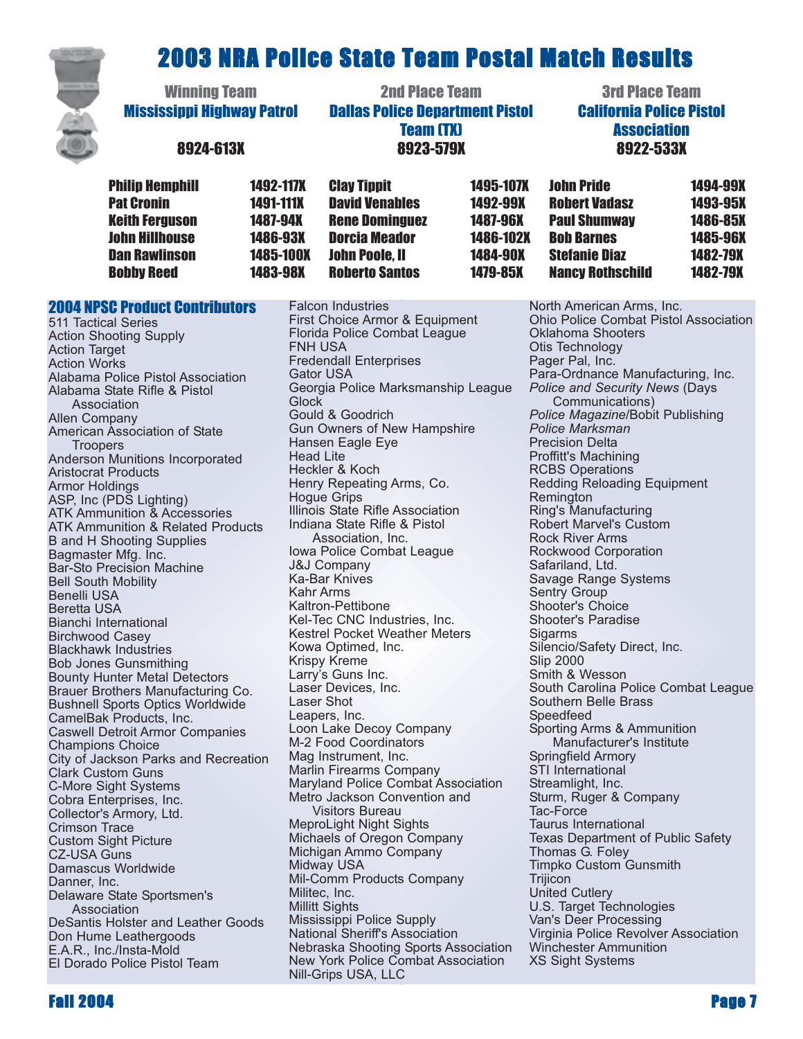# 2003 NRA Police State Team Postal Match Results

| Winning Team | | 2nd Place Team | | 3rd Place Team | |
|---|---|---|---|---|---|
| **Mississippi Highway Patrol** | | **Dallas Police Department Pistol Team (TX)** | | **California Police Pistol Association** | |
| **8924-613X** | | **8923-579X** | | **8922-533X** | |
| Philip Hemphill | 1492-117X | Clay Tippit | 1495-107X | John Pride | 1494-99X |
| Pat Cronin | 1491-111X | David Venables | 1492-99X | Robert Vadasz | 1493-95X |
| Keith Ferguson | 1487-94X | Rene Dominguez | 1487-96X | Paul Shumway | 1486-85X |
| John Hillhouse | 1486-93X | Dorcia Meador | 1486-102X | Bob Barnes | 1485-96X |
| Dan Rawlinson | 1485-100X | John Poole, II | 1484-90X | Stefanie Diaz | 1482-79X |
| Bobby Reed | 1483-98X | Roberto Santos | 1479-85X | Nancy Rothschild | 1482-79X |

## 2004 NPSC Product Contributors

511 Tactical Series
Action Shooting Supply
Action Target
Action Works
Alabama Police Pistol Association
Alabama State Rifle & Pistol Association
Allen Company
American Association of State Troopers
Anderson Munitions Incorporated
Aristocrat Products
Armor Holdings
ASP, Inc (PDS Lighting)
ATK Ammunition & Accessories
ATK Ammunition & Related Products
B and H Shooting Supplies
Bagmaster Mfg. Inc.
Bar-Sto Precision Machine
Bell South Mobility
Benelli USA
Beretta USA
Bianchi International
Birchwood Casey
Blackhawk Industries
Bob Jones Gunsmithing
Bounty Hunter Metal Detectors
Brauer Brothers Manufacturing Co.
Bushnell Sports Optics Worldwide
CamelBak Products, Inc.
Caswell Detroit Armor Companies
Champions Choice
City of Jackson Parks and Recreation
Clark Custom Guns
C-More Sight Systems
Cobra Enterprises, Inc.
Collector's Armory, Ltd.
Crimson Trace
Custom Sight Picture
CZ-USA Guns
Damascus Worldwide
Danner, Inc.
Delaware State Sportsmen's Association
DeSantis Holster and Leather Goods
Don Hume Leathergoods
E.A.R., Inc./Insta-Mold
El Dorado Police Pistol Team
Falcon Industries
First Choice Armor & Equipment
Florida Police Combat League
FNH USA
Fredendall Enterprises
Gator USA
Georgia Police Marksmanship League
Glock
Gould & Goodrich
Gun Owners of New Hampshire
Hansen Eagle Eye
Head Lite
Heckler & Koch
Henry Repeating Arms, Co.
Hogue Grips
Illinois State Rifle Association
Indiana State Rifle & Pistol Association, Inc.
Iowa Police Combat League
J&J Company
Ka-Bar Knives
Kahr Arms
Kaltron-Pettibone
Kel-Tec CNC Industries, Inc.
Kestrel Pocket Weather Meters
Kowa Optimed, Inc.
Krispy Kreme
Larry's Guns Inc.
Laser Devices, Inc.
Laser Shot
Leapers, Inc.
Loon Lake Decoy Company
M-2 Food Coordinators
Mag Instrument, Inc.
Marlin Firearms Company
Maryland Police Combat Association
Metro Jackson Convention and Visitors Bureau
MeproLight Night Sights
Michaels of Oregon Company
Michigan Ammo Company
Midway USA
Mil-Comm Products Company
Militec, Inc.
Millitt Sights
Mississippi Police Supply
National Sheriff's Association
Nebraska Shooting Sports Association
New York Police Combat Association
Nill-Grips USA, LLC
North American Arms, Inc.
Ohio Police Combat Pistol Association
Oklahoma Shooters
Otis Technology
Pager Pal, Inc.
Para-Ordnance Manufacturing, Inc.
*Police and Security News* (Days Communications)
*Police Magazine*/Bobit Publishing
*Police Marksman*
Precision Delta
Proffitt's Machining
RCBS Operations
Redding Reloading Equipment
Remington
Ring's Manufacturing
Robert Marvel's Custom
Rock River Arms
Rockwood Corporation
Safariland, Ltd.
Savage Range Systems
Sentry Group
Shooter's Choice
Shooter's Paradise
Sigarms
Silencio/Safety Direct, Inc.
Slip 2000
Smith & Wesson
South Carolina Police Combat League
Southern Belle Brass
Speedfeed
Sporting Arms & Ammunition Manufacturer's Institute
Springfield Armory
STI International
Streamlight, Inc.
Sturm, Ruger & Company
Tac-Force
Taurus International
Texas Department of Public Safety
Thomas G. Foley
Timpko Custom Gunsmith
Trijicon
United Cutlery
U.S. Target Technologies
Van's Deer Processing
Virginia Police Revolver Association
Winchester Ammunition
XS Sight Systems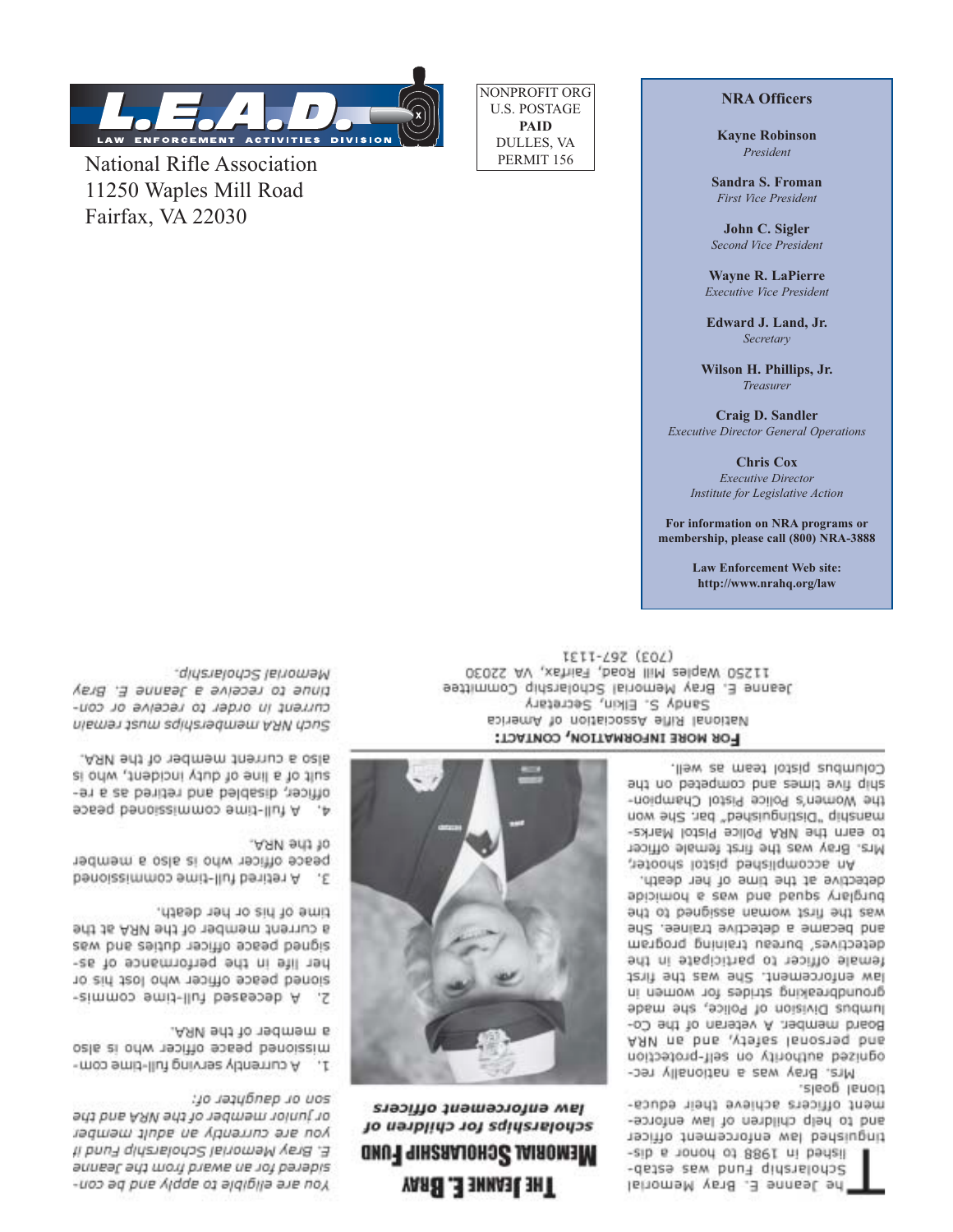L.E.A.D.
LAW ENFORCEMENT ACTIVITIES DIVISION

National Rifle Association
11250 Waples Mill Road
Fairfax, VA 22030

NONPROFIT ORG
U.S. POSTAGE
**PAID**
DULLES, VA
PERMIT 156

**NRA Officers**

**Kayne Robinson**
*President*

**Sandra S. Froman**
*First Vice President*

**John C. Sigler**
*Second Vice President*

**Wayne R. LaPierre**
*Executive Vice President*

**Edward J. Land, Jr.**
*Secretary*

**Wilson H. Phillips, Jr.**
*Treasurer*

**Craig D. Sandler**
*Executive Director General Operations*

**Chris Cox**
*Executive Director*
*Institute for Legislative Action*

**For information on NRA programs or membership, please call (800) NRA-3888**

**Law Enforcement Web site:**
**http://www.nrahq.org/law**

## The Jeanne E. Bray Memorial Scholarship Fund

***scholarships for children of law enforcement officers***

The Jeanne E. Bray Memorial Scholarship Fund was established in 1988 to honor a distinguished law enforcement officer and to help children of law enforcement officers achieve their educational goals.

Mrs. Bray was a nationally recognized authority on self-protection and personal safety, and an NRA Board member. A veteran of the Columbus Division of Police, she made groundbreaking strides for women in law enforcement. She was the first female officer to participate in the detectives' training program and became a detective trainee. She was the first woman assigned to the burglary squad and was a homicide detective at the time of her death.

An accomplished pistol shooter, Mrs. Bray was the first female officer to earn the NRA Police Pistol Marksmanship "Distinguished" bar. She won the Women's Police Pistol Championship three times and competed on the Columbus pistol team as well.

*You are eligible to apply and be considered for an award from the Jeanne E. Bray Memorial Scholarship Fund if you are currently an adult member or junior member of the NRA and the son or daughter of:*

1. A currently serving full-time commissioned peace officer who is also a member of the NRA.
2. A deceased full-time commissioned peace officer who lost his or her life in the performance of assigned peace officer duties and was a current member of the NRA at the time of his or her death.
3. A retired full-time commissioned peace officer who is also a member of the NRA.
4. A full-time commissioned peace officer, disabled and retired as a result of a line of duty incident, who is also a current member of the NRA.

*Such NRA memberships must remain current in order to receive or continue to receive a Jeanne E. Bray Memorial Scholarship.*

**For more information, contact:**

National Rifle Association of America
Sandy S. Elkin, Secretary
Jeanne E. Bray Memorial Scholarship Committee
11250 Waples Mill Road, Fairfax, VA 22030
(703) 267-1131